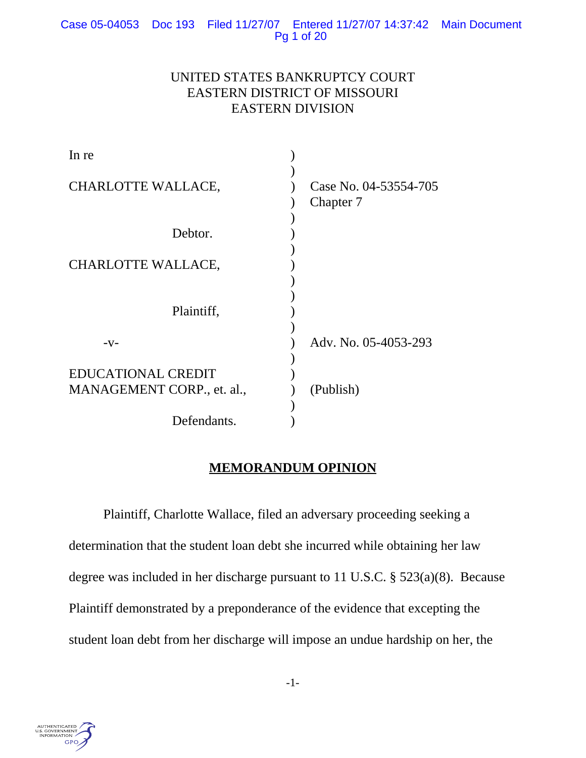UNITED STATES BANKRUPTCY COURT
EASTERN DISTRICT OF MISSOURI
EASTERN DIVISION

| | | |
|---|---|---|
| In re | ) | |
| CHARLOTTE WALLACE, | ) | Case No. 04-53554-705 |
| | ) | Chapter 7 |
| Debtor. | ) | |
| CHARLOTTE WALLACE, | ) | |
| Plaintiff, | ) | |
| -v- | ) | Adv. No. 05-4053-293 |
| EDUCATIONAL CREDIT MANAGEMENT CORP., et. al., | ) | (Publish) |
| Defendants. | ) | |

## MEMORANDUM OPINION

Plaintiff, Charlotte Wallace, filed an adversary proceeding seeking a determination that the student loan debt she incurred while obtaining her law degree was included in her discharge pursuant to 11 U.S.C. § 523(a)(8). Because Plaintiff demonstrated by a preponderance of the evidence that excepting the student loan debt from her discharge will impose an undue hardship on her, the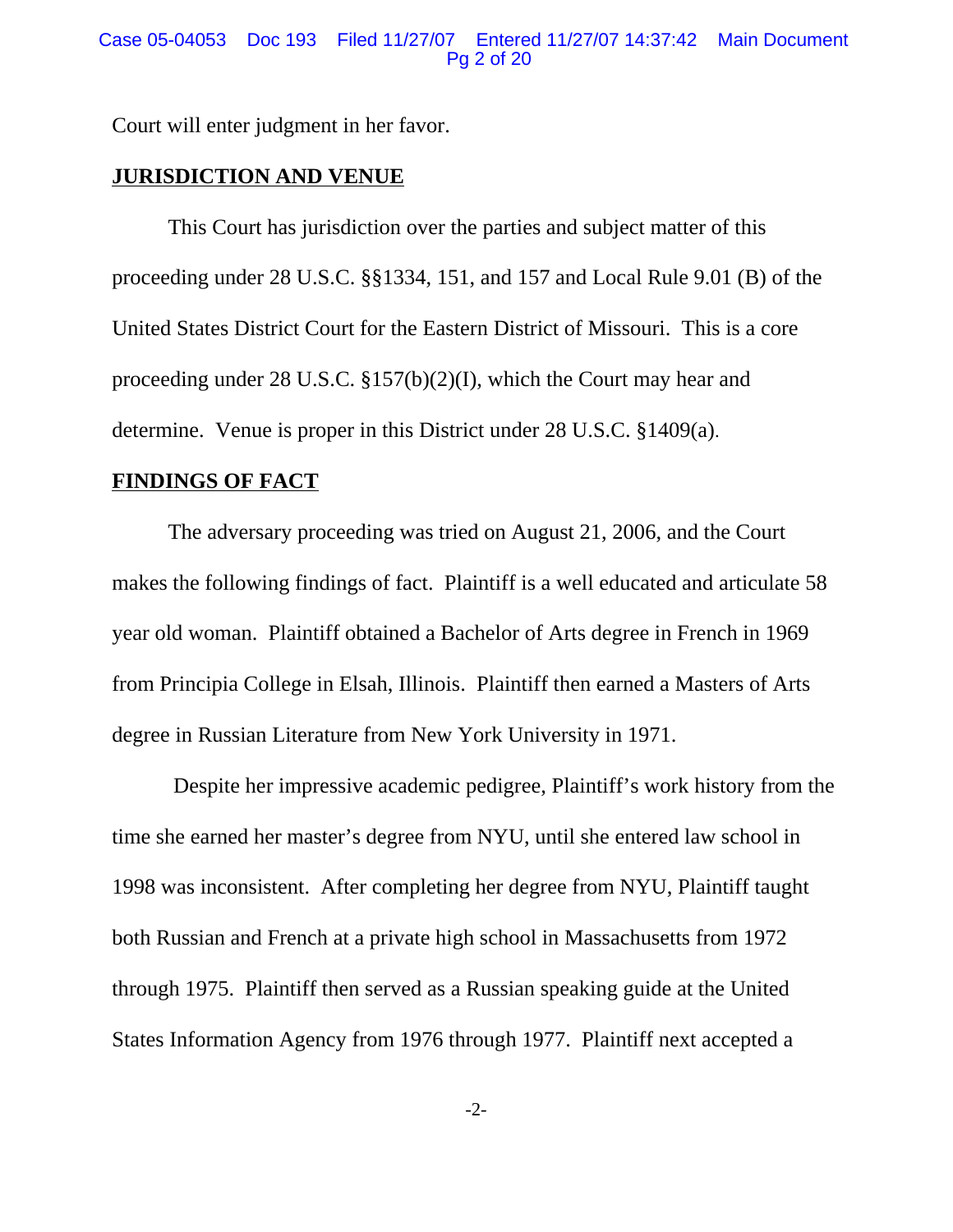Court will enter judgment in her favor.

**JURISDICTION AND VENUE**

This Court has jurisdiction over the parties and subject matter of this proceeding under 28 U.S.C. §§1334, 151, and 157 and Local Rule 9.01 (B) of the United States District Court for the Eastern District of Missouri. This is a core proceeding under 28 U.S.C. §157(b)(2)(I), which the Court may hear and determine. Venue is proper in this District under 28 U.S.C. §1409(a).

**FINDINGS OF FACT**

The adversary proceeding was tried on August 21, 2006, and the Court makes the following findings of fact. Plaintiff is a well educated and articulate 58 year old woman. Plaintiff obtained a Bachelor of Arts degree in French in 1969 from Principia College in Elsah, Illinois. Plaintiff then earned a Masters of Arts degree in Russian Literature from New York University in 1971.

Despite her impressive academic pedigree, Plaintiff's work history from the time she earned her master's degree from NYU, until she entered law school in 1998 was inconsistent. After completing her degree from NYU, Plaintiff taught both Russian and French at a private high school in Massachusetts from 1972 through 1975. Plaintiff then served as a Russian speaking guide at the United States Information Agency from 1976 through 1977. Plaintiff next accepted a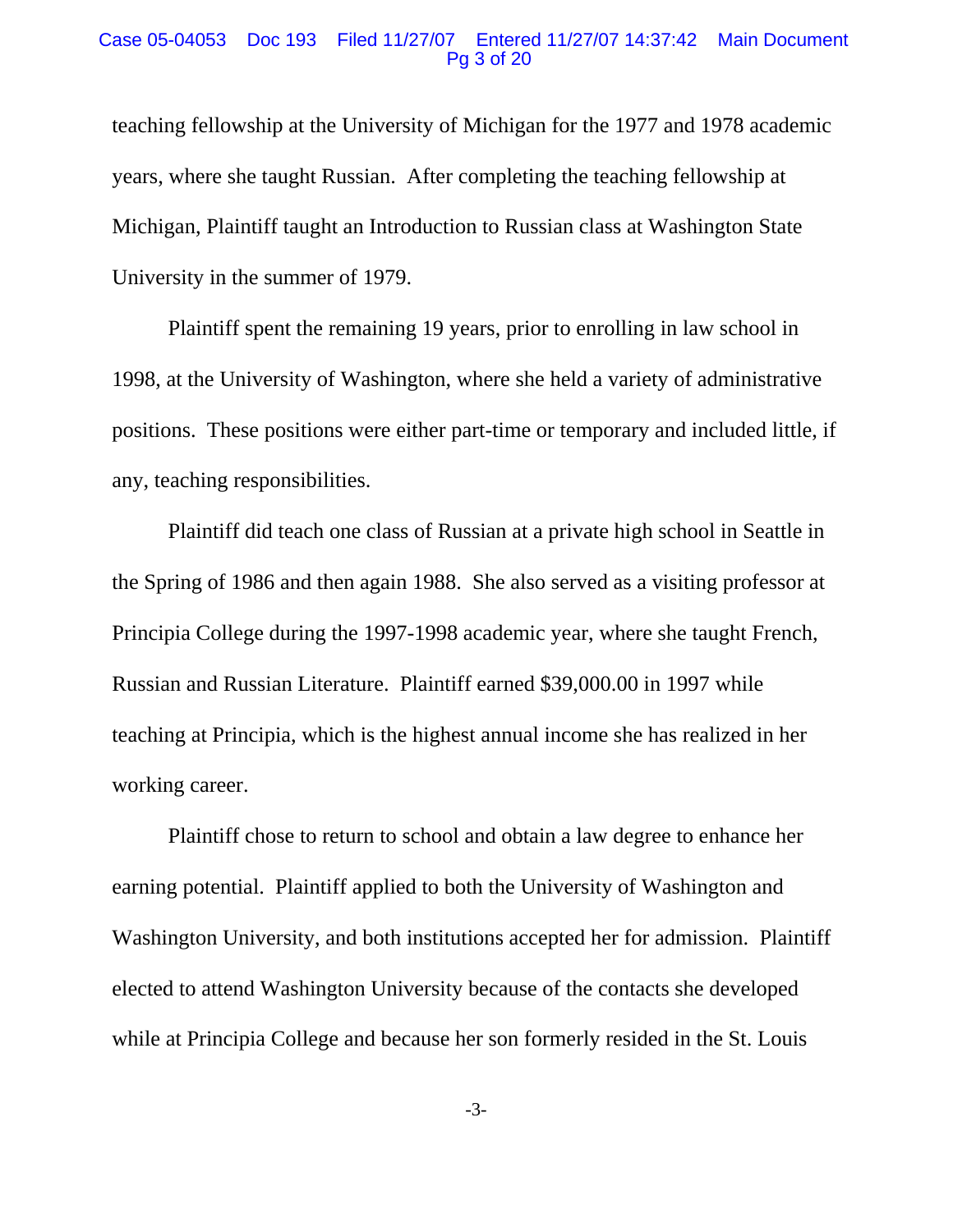teaching fellowship at the University of Michigan for the 1977 and 1978 academic years, where she taught Russian. After completing the teaching fellowship at Michigan, Plaintiff taught an Introduction to Russian class at Washington State University in the summer of 1979.

Plaintiff spent the remaining 19 years, prior to enrolling in law school in 1998, at the University of Washington, where she held a variety of administrative positions. These positions were either part-time or temporary and included little, if any, teaching responsibilities.

Plaintiff did teach one class of Russian at a private high school in Seattle in the Spring of 1986 and then again 1988. She also served as a visiting professor at Principia College during the 1997-1998 academic year, where she taught French, Russian and Russian Literature. Plaintiff earned $39,000.00 in 1997 while teaching at Principia, which is the highest annual income she has realized in her working career.

Plaintiff chose to return to school and obtain a law degree to enhance her earning potential. Plaintiff applied to both the University of Washington and Washington University, and both institutions accepted her for admission. Plaintiff elected to attend Washington University because of the contacts she developed while at Principia College and because her son formerly resided in the St. Louis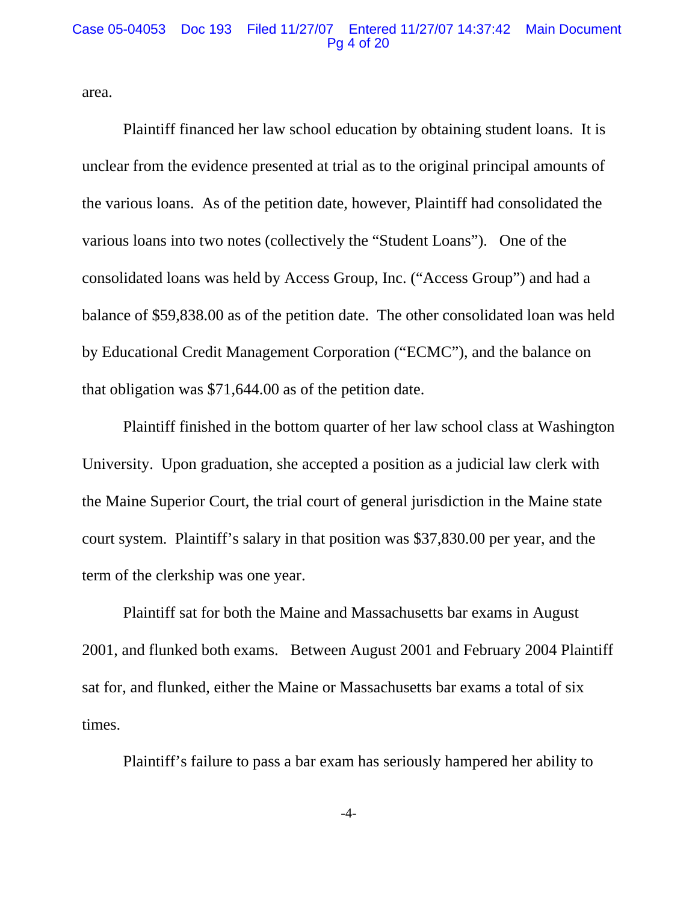area.

Plaintiff financed her law school education by obtaining student loans. It is unclear from the evidence presented at trial as to the original principal amounts of the various loans. As of the petition date, however, Plaintiff had consolidated the various loans into two notes (collectively the "Student Loans"). One of the consolidated loans was held by Access Group, Inc. ("Access Group") and had a balance of $59,838.00 as of the petition date. The other consolidated loan was held by Educational Credit Management Corporation ("ECMC"), and the balance on that obligation was $71,644.00 as of the petition date.

Plaintiff finished in the bottom quarter of her law school class at Washington University. Upon graduation, she accepted a position as a judicial law clerk with the Maine Superior Court, the trial court of general jurisdiction in the Maine state court system. Plaintiff's salary in that position was $37,830.00 per year, and the term of the clerkship was one year.

Plaintiff sat for both the Maine and Massachusetts bar exams in August 2001, and flunked both exams. Between August 2001 and February 2004 Plaintiff sat for, and flunked, either the Maine or Massachusetts bar exams a total of six times.

Plaintiff's failure to pass a bar exam has seriously hampered her ability to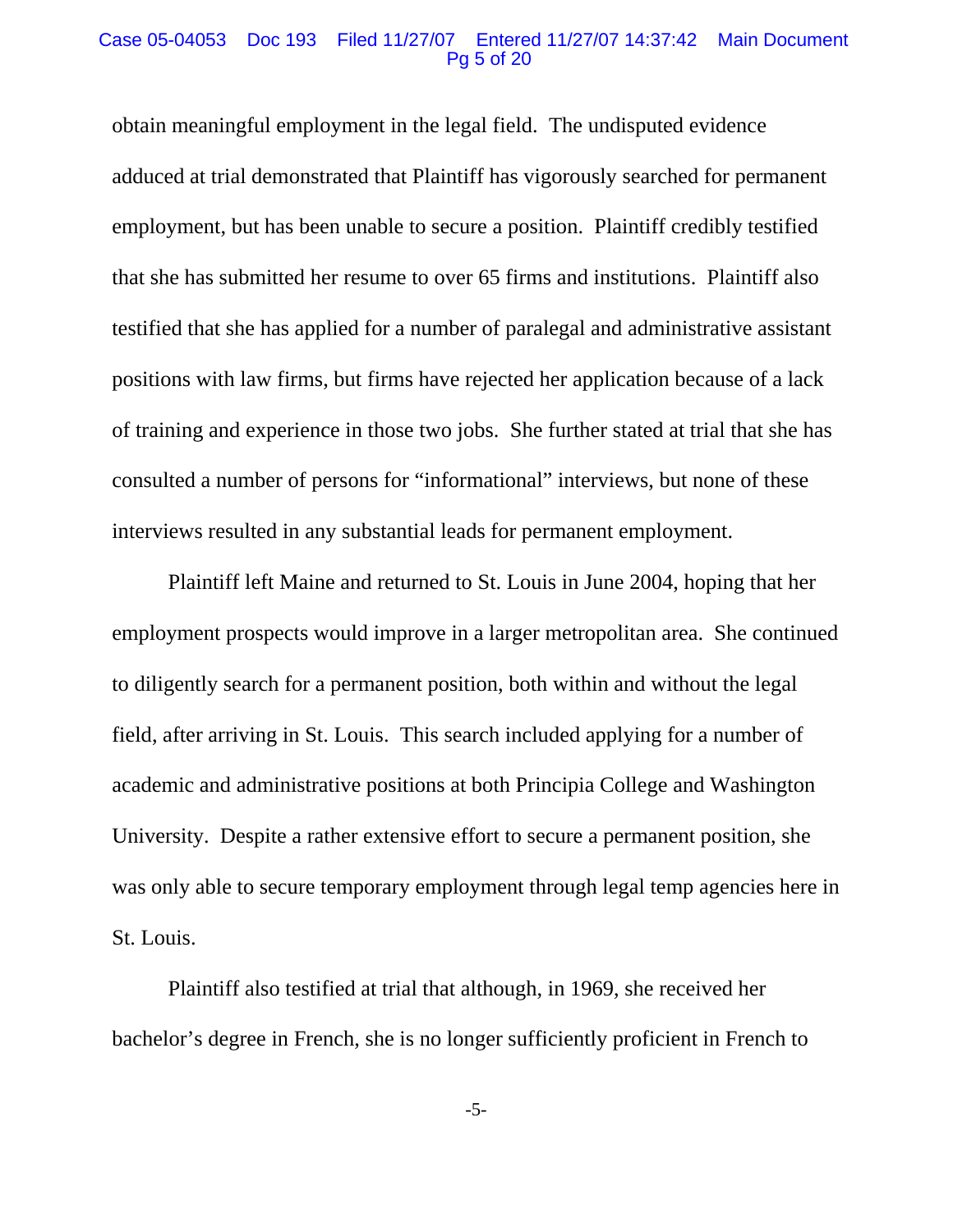obtain meaningful employment in the legal field. The undisputed evidence adduced at trial demonstrated that Plaintiff has vigorously searched for permanent employment, but has been unable to secure a position. Plaintiff credibly testified that she has submitted her resume to over 65 firms and institutions. Plaintiff also testified that she has applied for a number of paralegal and administrative assistant positions with law firms, but firms have rejected her application because of a lack of training and experience in those two jobs. She further stated at trial that she has consulted a number of persons for "informational" interviews, but none of these interviews resulted in any substantial leads for permanent employment.

Plaintiff left Maine and returned to St. Louis in June 2004, hoping that her employment prospects would improve in a larger metropolitan area. She continued to diligently search for a permanent position, both within and without the legal field, after arriving in St. Louis. This search included applying for a number of academic and administrative positions at both Principia College and Washington University. Despite a rather extensive effort to secure a permanent position, she was only able to secure temporary employment through legal temp agencies here in St. Louis.

Plaintiff also testified at trial that although, in 1969, she received her bachelor's degree in French, she is no longer sufficiently proficient in French to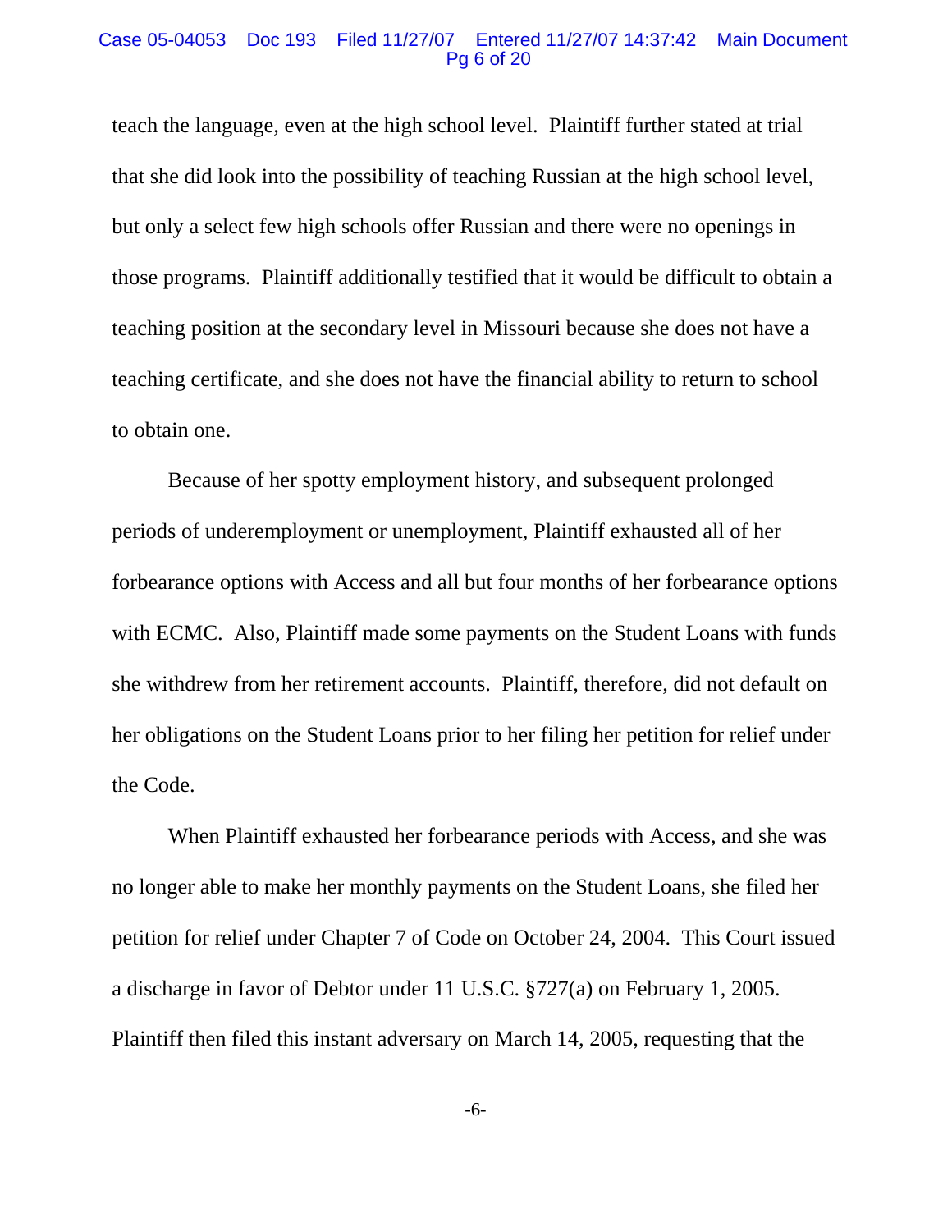teach the language, even at the high school level. Plaintiff further stated at trial that she did look into the possibility of teaching Russian at the high school level, but only a select few high schools offer Russian and there were no openings in those programs. Plaintiff additionally testified that it would be difficult to obtain a teaching position at the secondary level in Missouri because she does not have a teaching certificate, and she does not have the financial ability to return to school to obtain one.

Because of her spotty employment history, and subsequent prolonged periods of underemployment or unemployment, Plaintiff exhausted all of her forbearance options with Access and all but four months of her forbearance options with ECMC. Also, Plaintiff made some payments on the Student Loans with funds she withdrew from her retirement accounts. Plaintiff, therefore, did not default on her obligations on the Student Loans prior to her filing her petition for relief under the Code.

When Plaintiff exhausted her forbearance periods with Access, and she was no longer able to make her monthly payments on the Student Loans, she filed her petition for relief under Chapter 7 of Code on October 24, 2004. This Court issued a discharge in favor of Debtor under 11 U.S.C. §727(a) on February 1, 2005. Plaintiff then filed this instant adversary on March 14, 2005, requesting that the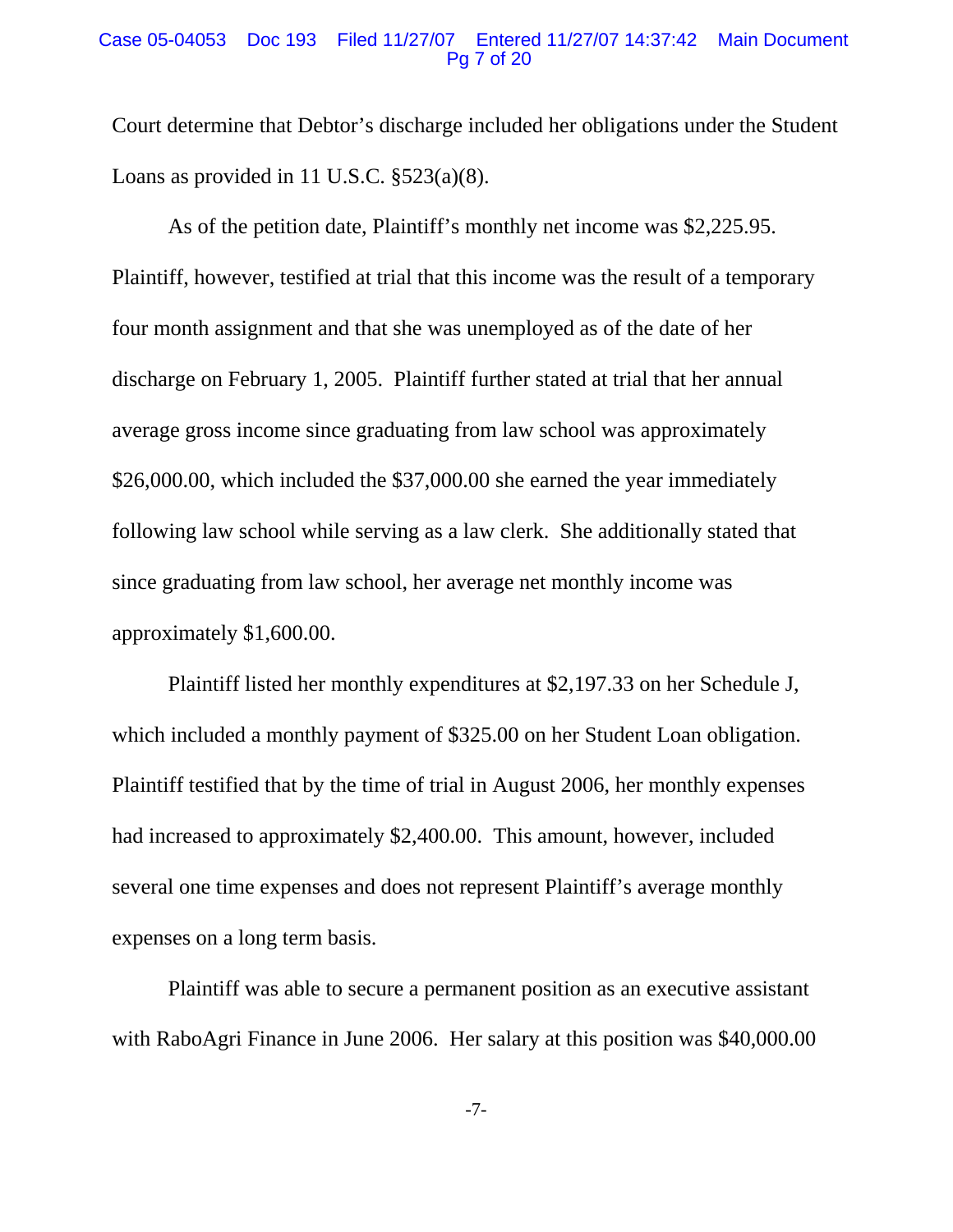Court determine that Debtor's discharge included her obligations under the Student Loans as provided in 11 U.S.C. §523(a)(8).

As of the petition date, Plaintiff's monthly net income was $2,225.95. Plaintiff, however, testified at trial that this income was the result of a temporary four month assignment and that she was unemployed as of the date of her discharge on February 1, 2005. Plaintiff further stated at trial that her annual average gross income since graduating from law school was approximately $26,000.00, which included the $37,000.00 she earned the year immediately following law school while serving as a law clerk. She additionally stated that since graduating from law school, her average net monthly income was approximately $1,600.00.

Plaintiff listed her monthly expenditures at $2,197.33 on her Schedule J, which included a monthly payment of $325.00 on her Student Loan obligation. Plaintiff testified that by the time of trial in August 2006, her monthly expenses had increased to approximately $2,400.00. This amount, however, included several one time expenses and does not represent Plaintiff's average monthly expenses on a long term basis.

Plaintiff was able to secure a permanent position as an executive assistant with RaboAgri Finance in June 2006. Her salary at this position was $40,000.00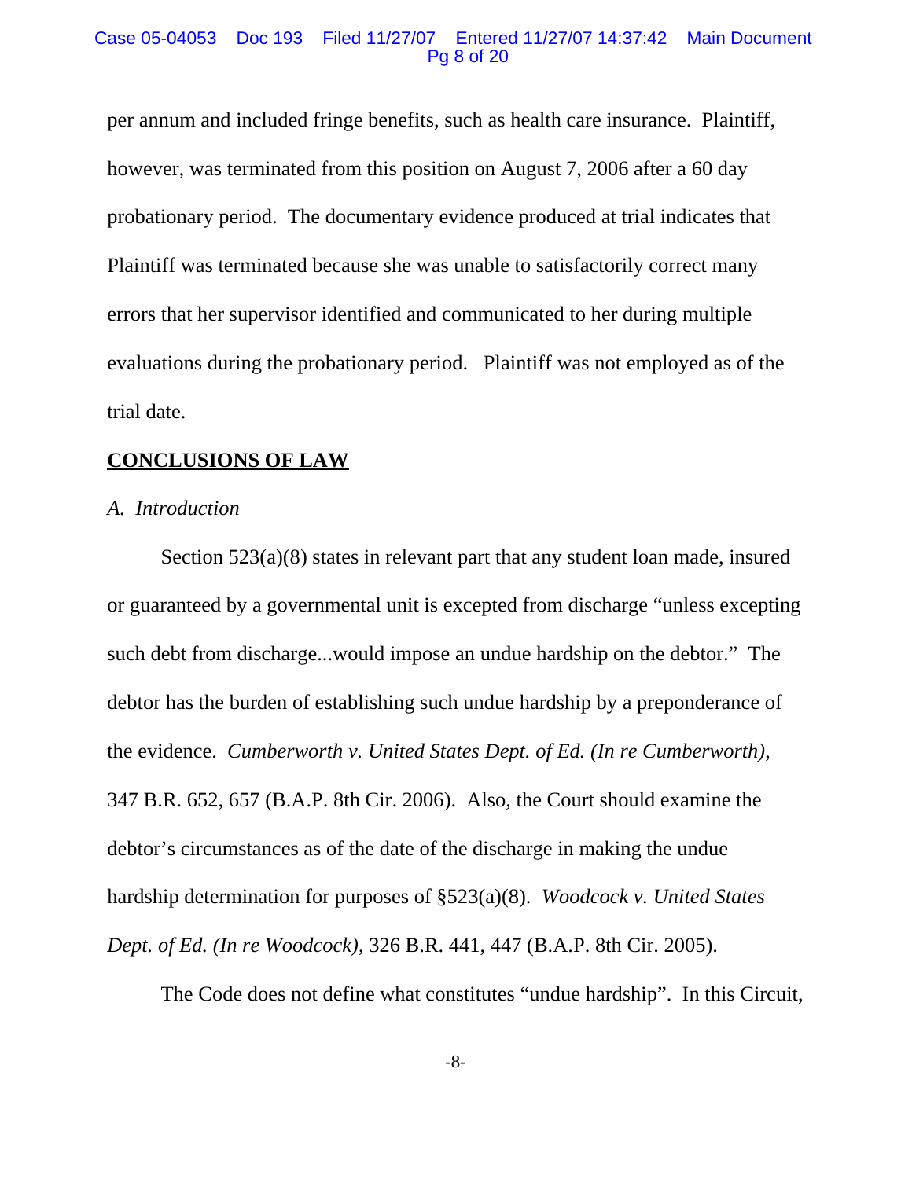per annum and included fringe benefits, such as health care insurance. Plaintiff, however, was terminated from this position on August 7, 2006 after a 60 day probationary period. The documentary evidence produced at trial indicates that Plaintiff was terminated because she was unable to satisfactorily correct many errors that her supervisor identified and communicated to her during multiple evaluations during the probationary period. Plaintiff was not employed as of the trial date.

## **CONCLUSIONS OF LAW**

### *A. Introduction*

Section 523(a)(8) states in relevant part that any student loan made, insured or guaranteed by a governmental unit is excepted from discharge "unless excepting such debt from discharge...would impose an undue hardship on the debtor." The debtor has the burden of establishing such undue hardship by a preponderance of the evidence. *Cumberworth v. United States Dept. of Ed. (In re Cumberworth)*, 347 B.R. 652, 657 (B.A.P. 8th Cir. 2006). Also, the Court should examine the debtor's circumstances as of the date of the discharge in making the undue hardship determination for purposes of §523(a)(8). *Woodcock v. United States Dept. of Ed. (In re Woodcock)*, 326 B.R. 441, 447 (B.A.P. 8th Cir. 2005).

The Code does not define what constitutes "undue hardship". In this Circuit,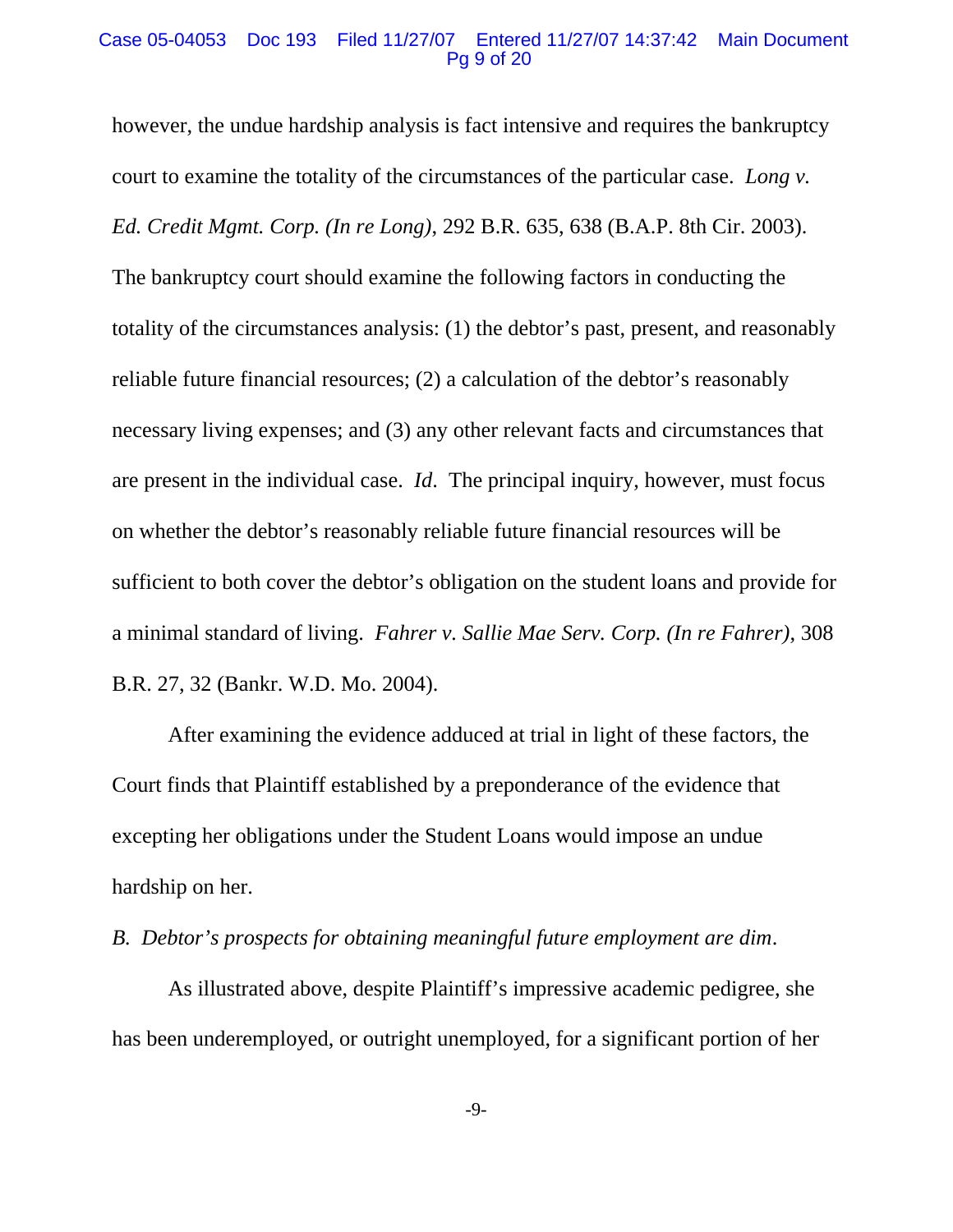however, the undue hardship analysis is fact intensive and requires the bankruptcy court to examine the totality of the circumstances of the particular case. *Long v. Ed. Credit Mgmt. Corp. (In re Long)*, 292 B.R. 635, 638 (B.A.P. 8th Cir. 2003). The bankruptcy court should examine the following factors in conducting the totality of the circumstances analysis: (1) the debtor's past, present, and reasonably reliable future financial resources; (2) a calculation of the debtor's reasonably necessary living expenses; and (3) any other relevant facts and circumstances that are present in the individual case. *Id*. The principal inquiry, however, must focus on whether the debtor's reasonably reliable future financial resources will be sufficient to both cover the debtor's obligation on the student loans and provide for a minimal standard of living. *Fahrer v. Sallie Mae Serv. Corp. (In re Fahrer)*, 308 B.R. 27, 32 (Bankr. W.D. Mo. 2004).

After examining the evidence adduced at trial in light of these factors, the Court finds that Plaintiff established by a preponderance of the evidence that excepting her obligations under the Student Loans would impose an undue hardship on her.

*B. Debtor's prospects for obtaining meaningful future employment are dim*.

As illustrated above, despite Plaintiff's impressive academic pedigree, she has been underemployed, or outright unemployed, for a significant portion of her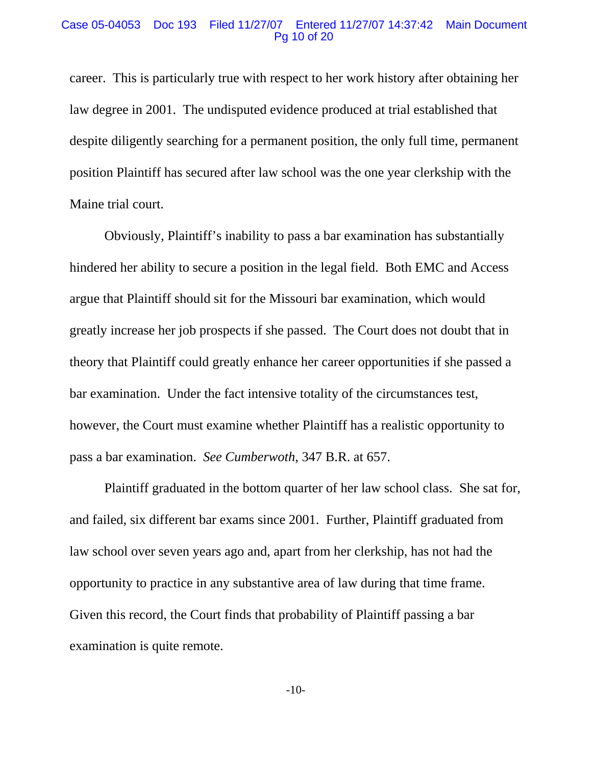career. This is particularly true with respect to her work history after obtaining her law degree in 2001. The undisputed evidence produced at trial established that despite diligently searching for a permanent position, the only full time, permanent position Plaintiff has secured after law school was the one year clerkship with the Maine trial court.

Obviously, Plaintiff's inability to pass a bar examination has substantially hindered her ability to secure a position in the legal field. Both EMC and Access argue that Plaintiff should sit for the Missouri bar examination, which would greatly increase her job prospects if she passed. The Court does not doubt that in theory that Plaintiff could greatly enhance her career opportunities if she passed a bar examination. Under the fact intensive totality of the circumstances test, however, the Court must examine whether Plaintiff has a realistic opportunity to pass a bar examination. *See Cumberwoth*, 347 B.R. at 657.

Plaintiff graduated in the bottom quarter of her law school class. She sat for, and failed, six different bar exams since 2001. Further, Plaintiff graduated from law school over seven years ago and, apart from her clerkship, has not had the opportunity to practice in any substantive area of law during that time frame. Given this record, the Court finds that probability of Plaintiff passing a bar examination is quite remote.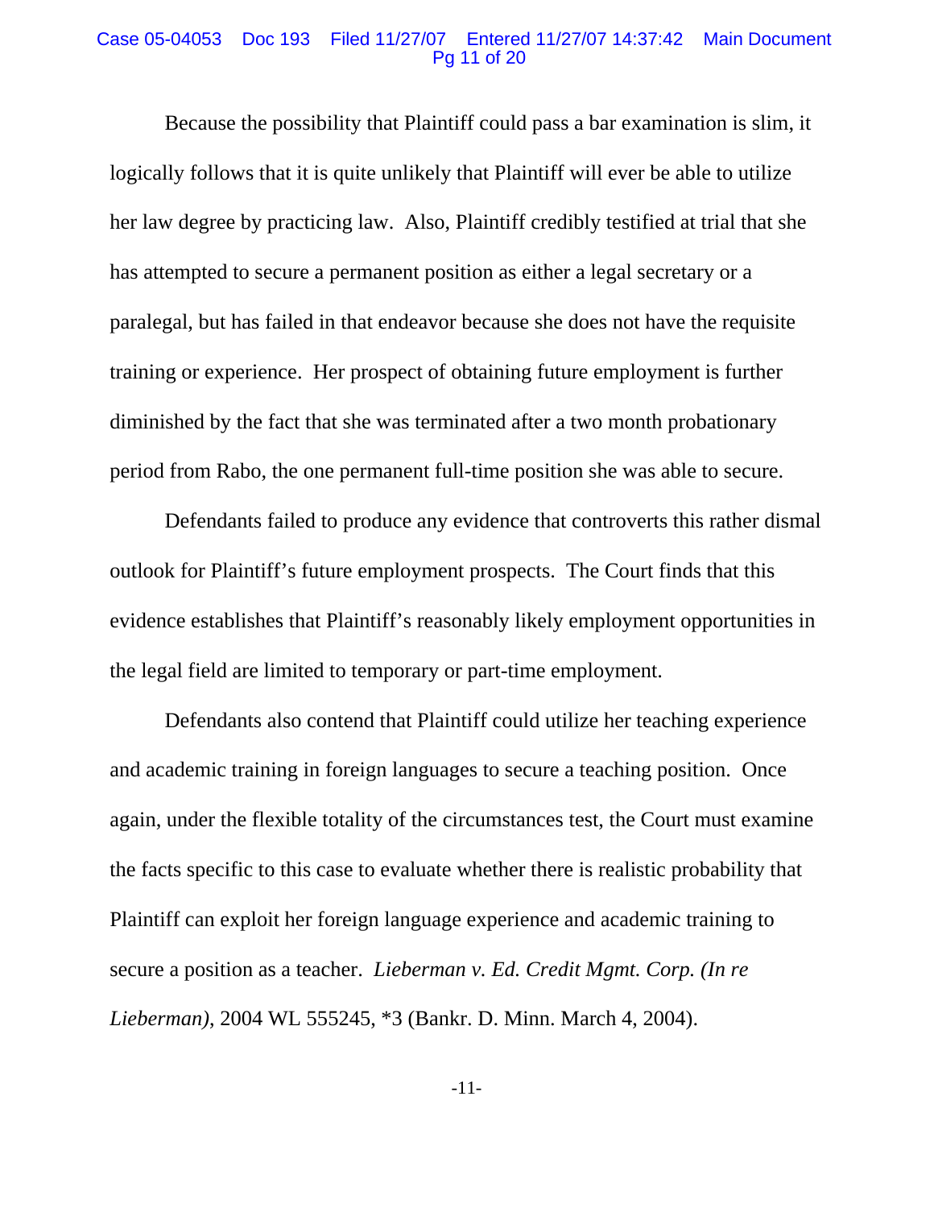Because the possibility that Plaintiff could pass a bar examination is slim, it logically follows that it is quite unlikely that Plaintiff will ever be able to utilize her law degree by practicing law. Also, Plaintiff credibly testified at trial that she has attempted to secure a permanent position as either a legal secretary or a paralegal, but has failed in that endeavor because she does not have the requisite training or experience. Her prospect of obtaining future employment is further diminished by the fact that she was terminated after a two month probationary period from Rabo, the one permanent full-time position she was able to secure.

Defendants failed to produce any evidence that controverts this rather dismal outlook for Plaintiff's future employment prospects. The Court finds that this evidence establishes that Plaintiff's reasonably likely employment opportunities in the legal field are limited to temporary or part-time employment.

Defendants also contend that Plaintiff could utilize her teaching experience and academic training in foreign languages to secure a teaching position. Once again, under the flexible totality of the circumstances test, the Court must examine the facts specific to this case to evaluate whether there is realistic probability that Plaintiff can exploit her foreign language experience and academic training to secure a position as a teacher. *Lieberman v. Ed. Credit Mgmt. Corp. (In re Lieberman)*, 2004 WL 555245, *3 (Bankr. D. Minn. March 4, 2004).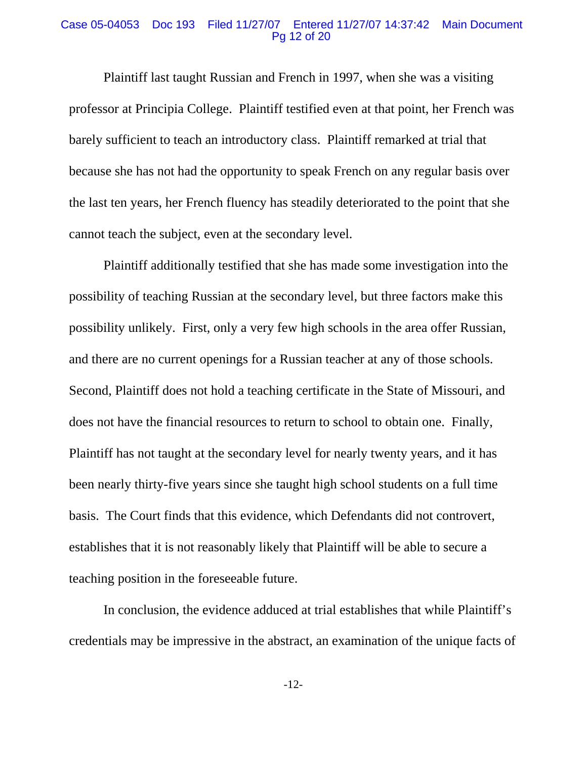Plaintiff last taught Russian and French in 1997, when she was a visiting professor at Principia College. Plaintiff testified even at that point, her French was barely sufficient to teach an introductory class. Plaintiff remarked at trial that because she has not had the opportunity to speak French on any regular basis over the last ten years, her French fluency has steadily deteriorated to the point that she cannot teach the subject, even at the secondary level.

Plaintiff additionally testified that she has made some investigation into the possibility of teaching Russian at the secondary level, but three factors make this possibility unlikely. First, only a very few high schools in the area offer Russian, and there are no current openings for a Russian teacher at any of those schools. Second, Plaintiff does not hold a teaching certificate in the State of Missouri, and does not have the financial resources to return to school to obtain one. Finally, Plaintiff has not taught at the secondary level for nearly twenty years, and it has been nearly thirty-five years since she taught high school students on a full time basis. The Court finds that this evidence, which Defendants did not controvert, establishes that it is not reasonably likely that Plaintiff will be able to secure a teaching position in the foreseeable future.

In conclusion, the evidence adduced at trial establishes that while Plaintiff's credentials may be impressive in the abstract, an examination of the unique facts of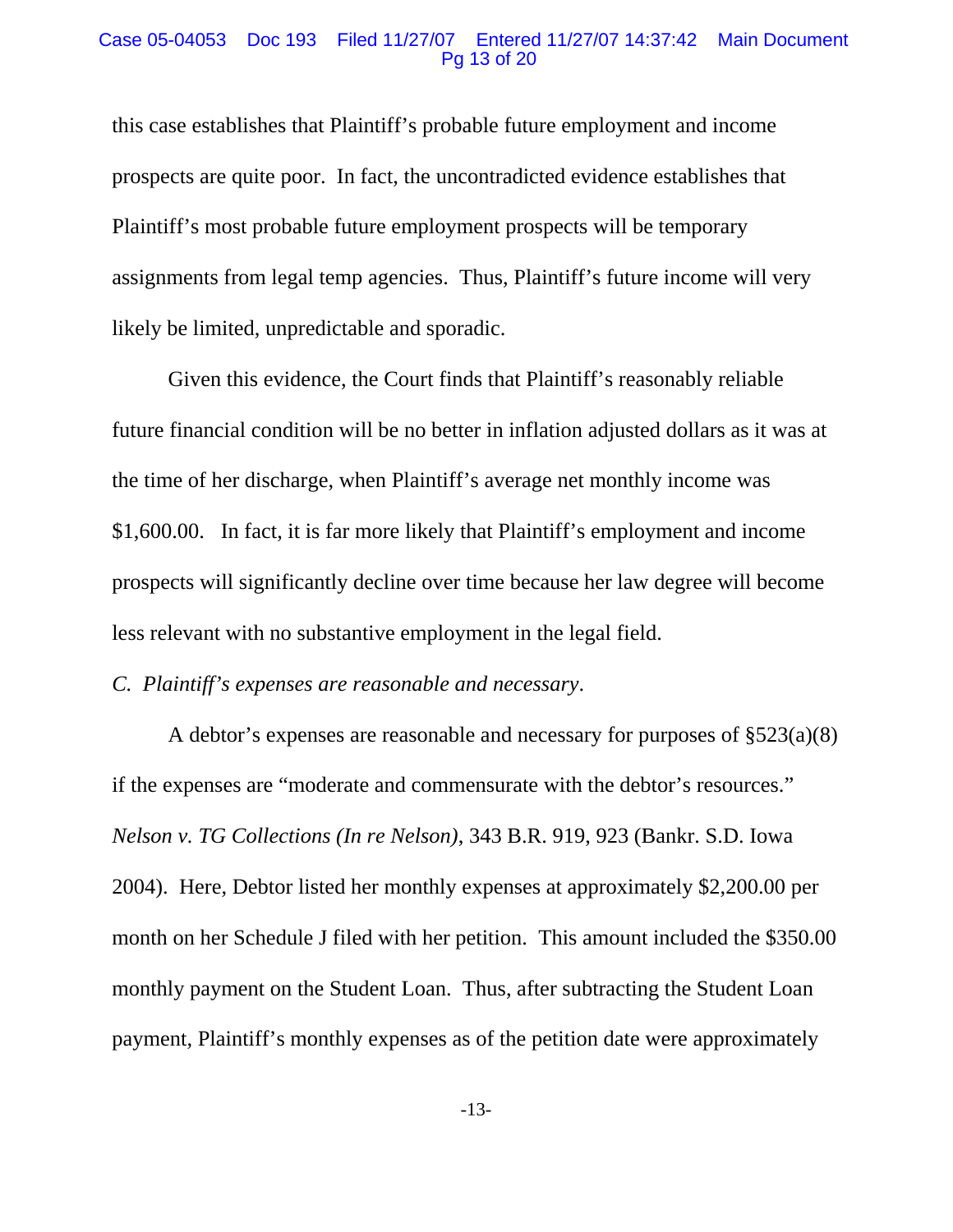this case establishes that Plaintiff's probable future employment and income prospects are quite poor. In fact, the uncontradicted evidence establishes that Plaintiff's most probable future employment prospects will be temporary assignments from legal temp agencies. Thus, Plaintiff's future income will very likely be limited, unpredictable and sporadic.

Given this evidence, the Court finds that Plaintiff's reasonably reliable future financial condition will be no better in inflation adjusted dollars as it was at the time of her discharge, when Plaintiff's average net monthly income was $1,600.00. In fact, it is far more likely that Plaintiff's employment and income prospects will significantly decline over time because her law degree will become less relevant with no substantive employment in the legal field.

*C. Plaintiff's expenses are reasonable and necessary*.

A debtor's expenses are reasonable and necessary for purposes of §523(a)(8) if the expenses are "moderate and commensurate with the debtor's resources." *Nelson v. TG Collections (In re Nelson)*, 343 B.R. 919, 923 (Bankr. S.D. Iowa 2004). Here, Debtor listed her monthly expenses at approximately $2,200.00 per month on her Schedule J filed with her petition. This amount included the $350.00 monthly payment on the Student Loan. Thus, after subtracting the Student Loan payment, Plaintiff's monthly expenses as of the petition date were approximately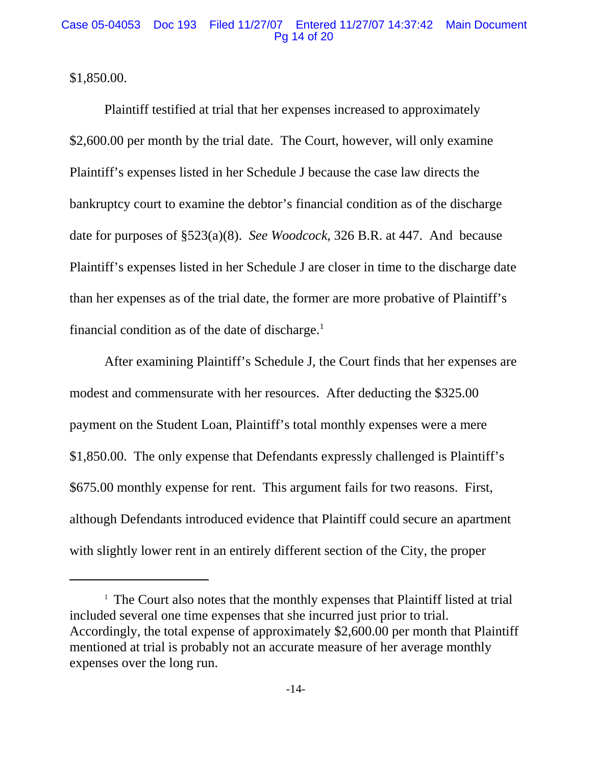$1,850.00.

Plaintiff testified at trial that her expenses increased to approximately $2,600.00 per month by the trial date. The Court, however, will only examine Plaintiff's expenses listed in her Schedule J because the case law directs the bankruptcy court to examine the debtor's financial condition as of the discharge date for purposes of §523(a)(8). *See Woodcock*, 326 B.R. at 447. And because Plaintiff's expenses listed in her Schedule J are closer in time to the discharge date than her expenses as of the trial date, the former are more probative of Plaintiff's financial condition as of the date of discharge.[1]

After examining Plaintiff's Schedule J, the Court finds that her expenses are modest and commensurate with her resources. After deducting the $325.00 payment on the Student Loan, Plaintiff's total monthly expenses were a mere $1,850.00. The only expense that Defendants expressly challenged is Plaintiff's $675.00 monthly expense for rent. This argument fails for two reasons. First, although Defendants introduced evidence that Plaintiff could secure an apartment with slightly lower rent in an entirely different section of the City, the proper

---

[1] The Court also notes that the monthly expenses that Plaintiff listed at trial included several one time expenses that she incurred just prior to trial. Accordingly, the total expense of approximately $2,600.00 per month that Plaintiff mentioned at trial is probably not an accurate measure of her average monthly expenses over the long run.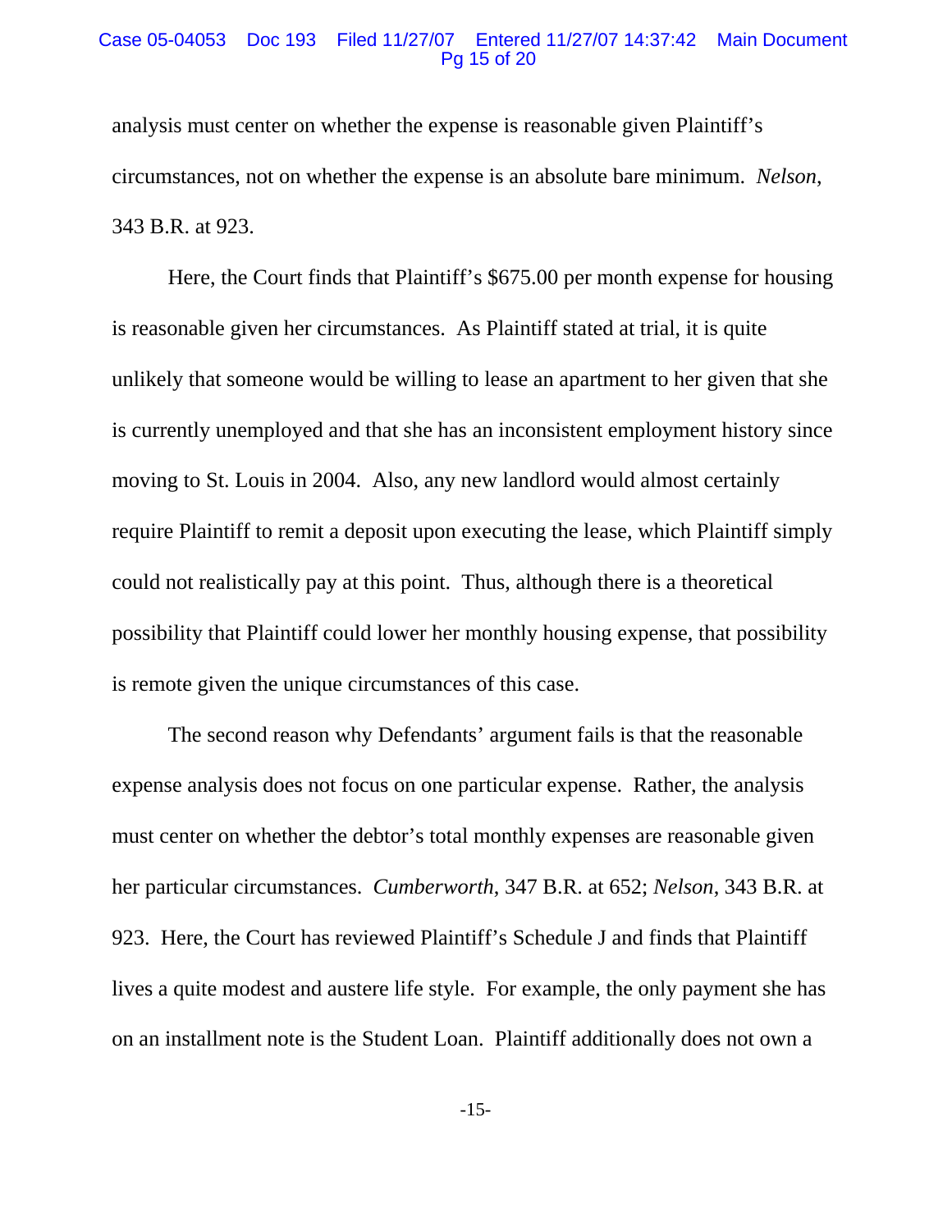analysis must center on whether the expense is reasonable given Plaintiff's circumstances, not on whether the expense is an absolute bare minimum. *Nelson*, 343 B.R. at 923.

Here, the Court finds that Plaintiff's $675.00 per month expense for housing is reasonable given her circumstances. As Plaintiff stated at trial, it is quite unlikely that someone would be willing to lease an apartment to her given that she is currently unemployed and that she has an inconsistent employment history since moving to St. Louis in 2004. Also, any new landlord would almost certainly require Plaintiff to remit a deposit upon executing the lease, which Plaintiff simply could not realistically pay at this point. Thus, although there is a theoretical possibility that Plaintiff could lower her monthly housing expense, that possibility is remote given the unique circumstances of this case.

The second reason why Defendants' argument fails is that the reasonable expense analysis does not focus on one particular expense. Rather, the analysis must center on whether the debtor's total monthly expenses are reasonable given her particular circumstances. *Cumberworth*, 347 B.R. at 652; *Nelson*, 343 B.R. at 923. Here, the Court has reviewed Plaintiff's Schedule J and finds that Plaintiff lives a quite modest and austere life style. For example, the only payment she has on an installment note is the Student Loan. Plaintiff additionally does not own a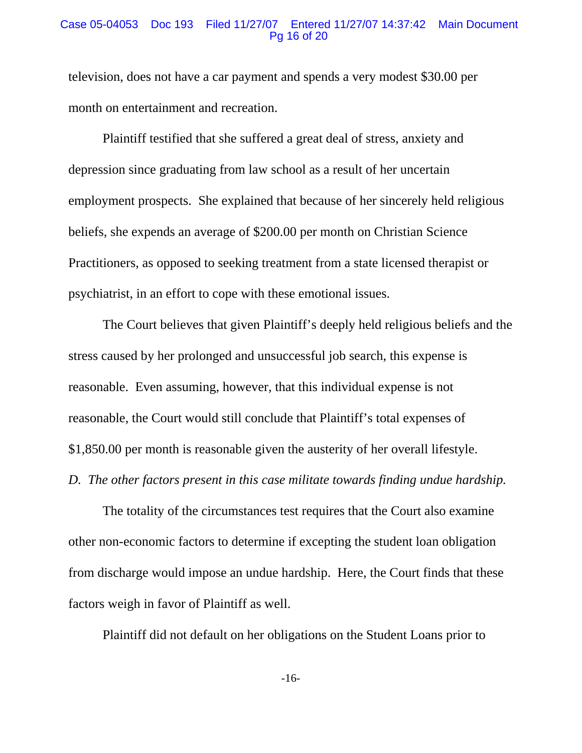television, does not have a car payment and spends a very modest $30.00 per month on entertainment and recreation.

Plaintiff testified that she suffered a great deal of stress, anxiety and depression since graduating from law school as a result of her uncertain employment prospects. She explained that because of her sincerely held religious beliefs, she expends an average of $200.00 per month on Christian Science Practitioners, as opposed to seeking treatment from a state licensed therapist or psychiatrist, in an effort to cope with these emotional issues.

The Court believes that given Plaintiff's deeply held religious beliefs and the stress caused by her prolonged and unsuccessful job search, this expense is reasonable. Even assuming, however, that this individual expense is not reasonable, the Court would still conclude that Plaintiff's total expenses of $1,850.00 per month is reasonable given the austerity of her overall lifestyle.

*D. The other factors present in this case militate towards finding undue hardship.*

The totality of the circumstances test requires that the Court also examine other non-economic factors to determine if excepting the student loan obligation from discharge would impose an undue hardship. Here, the Court finds that these factors weigh in favor of Plaintiff as well.

Plaintiff did not default on her obligations on the Student Loans prior to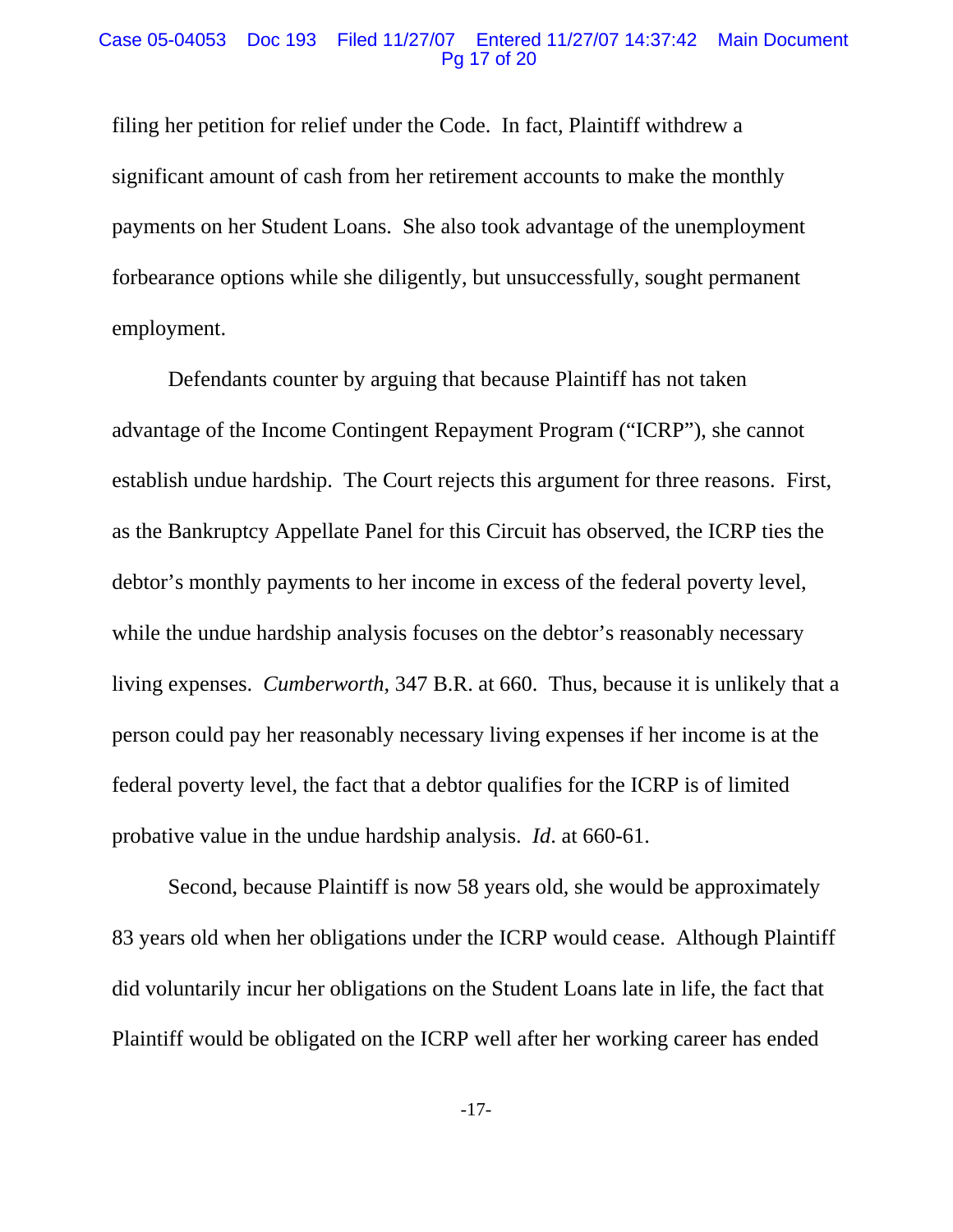filing her petition for relief under the Code. In fact, Plaintiff withdrew a significant amount of cash from her retirement accounts to make the monthly payments on her Student Loans. She also took advantage of the unemployment forbearance options while she diligently, but unsuccessfully, sought permanent employment.

Defendants counter by arguing that because Plaintiff has not taken advantage of the Income Contingent Repayment Program ("ICRP"), she cannot establish undue hardship. The Court rejects this argument for three reasons. First, as the Bankruptcy Appellate Panel for this Circuit has observed, the ICRP ties the debtor's monthly payments to her income in excess of the federal poverty level, while the undue hardship analysis focuses on the debtor's reasonably necessary living expenses. *Cumberworth*, 347 B.R. at 660. Thus, because it is unlikely that a person could pay her reasonably necessary living expenses if her income is at the federal poverty level, the fact that a debtor qualifies for the ICRP is of limited probative value in the undue hardship analysis. *Id*. at 660-61.

Second, because Plaintiff is now 58 years old, she would be approximately 83 years old when her obligations under the ICRP would cease. Although Plaintiff did voluntarily incur her obligations on the Student Loans late in life, the fact that Plaintiff would be obligated on the ICRP well after her working career has ended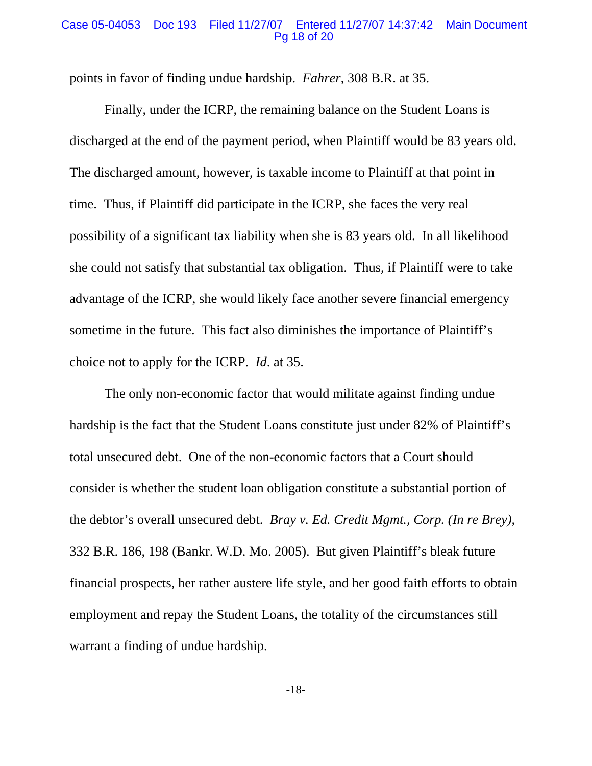points in favor of finding undue hardship. *Fahrer*, 308 B.R. at 35.

Finally, under the ICRP, the remaining balance on the Student Loans is discharged at the end of the payment period, when Plaintiff would be 83 years old. The discharged amount, however, is taxable income to Plaintiff at that point in time. Thus, if Plaintiff did participate in the ICRP, she faces the very real possibility of a significant tax liability when she is 83 years old. In all likelihood she could not satisfy that substantial tax obligation. Thus, if Plaintiff were to take advantage of the ICRP, she would likely face another severe financial emergency sometime in the future. This fact also diminishes the importance of Plaintiff's choice not to apply for the ICRP. *Id*. at 35.

The only non-economic factor that would militate against finding undue hardship is the fact that the Student Loans constitute just under 82% of Plaintiff's total unsecured debt. One of the non-economic factors that a Court should consider is whether the student loan obligation constitute a substantial portion of the debtor's overall unsecured debt. *Bray v. Ed. Credit Mgmt., Corp. (In re Brey)*, 332 B.R. 186, 198 (Bankr. W.D. Mo. 2005). But given Plaintiff's bleak future financial prospects, her rather austere life style, and her good faith efforts to obtain employment and repay the Student Loans, the totality of the circumstances still warrant a finding of undue hardship.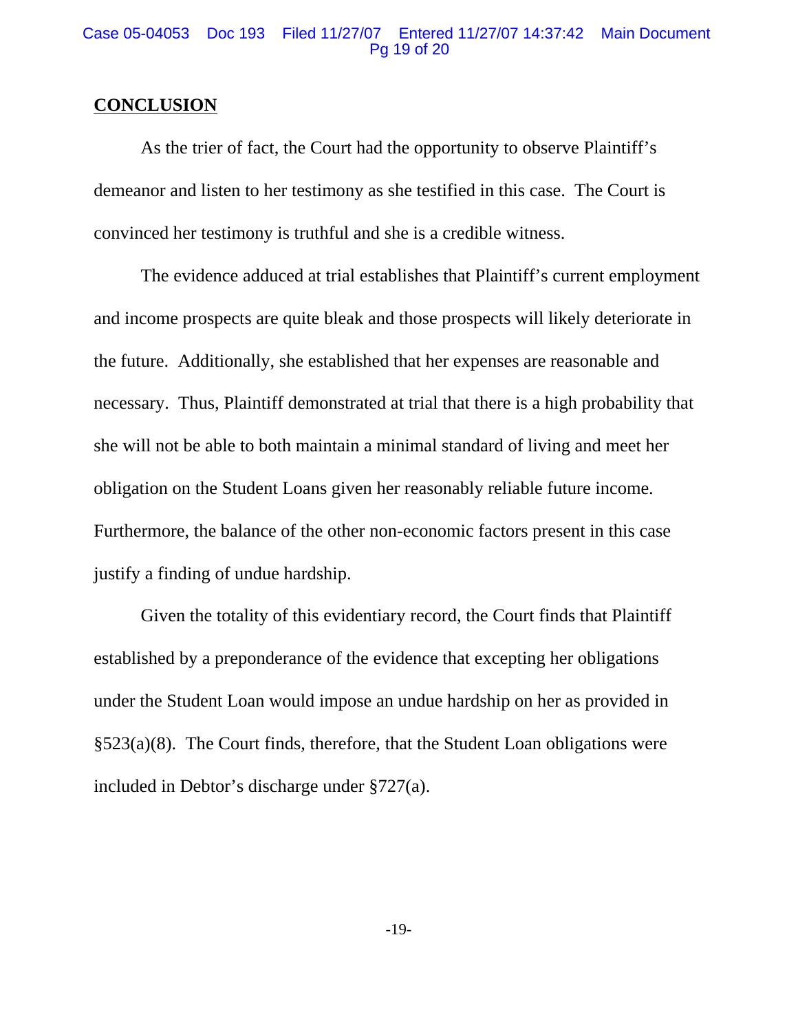## CONCLUSION

As the trier of fact, the Court had the opportunity to observe Plaintiff's demeanor and listen to her testimony as she testified in this case. The Court is convinced her testimony is truthful and she is a credible witness.

The evidence adduced at trial establishes that Plaintiff's current employment and income prospects are quite bleak and those prospects will likely deteriorate in the future. Additionally, she established that her expenses are reasonable and necessary. Thus, Plaintiff demonstrated at trial that there is a high probability that she will not be able to both maintain a minimal standard of living and meet her obligation on the Student Loans given her reasonably reliable future income. Furthermore, the balance of the other non-economic factors present in this case justify a finding of undue hardship.

Given the totality of this evidentiary record, the Court finds that Plaintiff established by a preponderance of the evidence that excepting her obligations under the Student Loan would impose an undue hardship on her as provided in §523(a)(8). The Court finds, therefore, that the Student Loan obligations were included in Debtor's discharge under §727(a).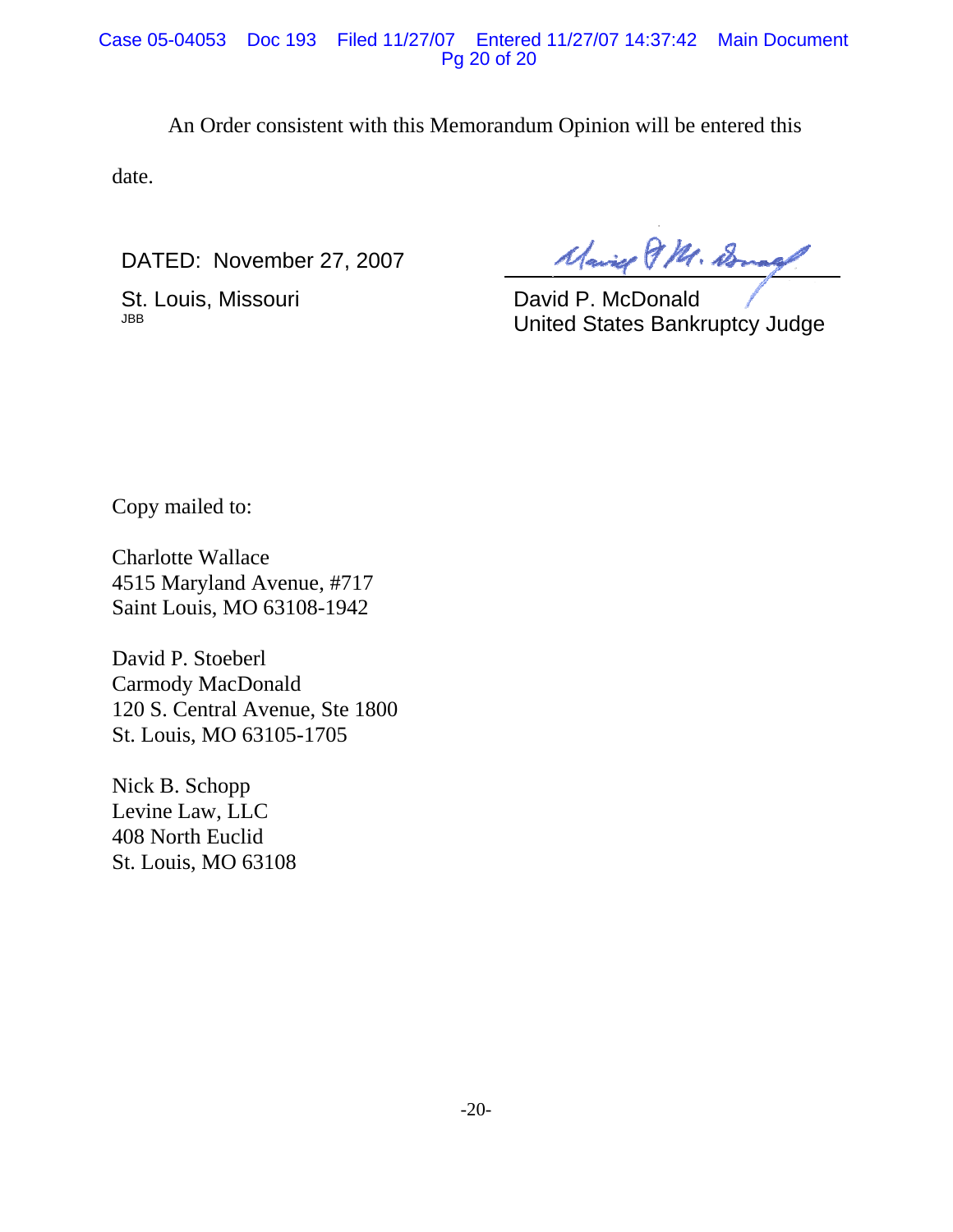An Order consistent with this Memorandum Opinion will be entered this date.

DATED: November 27, 2007

St. Louis, Missouri

JBB

David P. McDonald
United States Bankruptcy Judge

Copy mailed to:

Charlotte Wallace
4515 Maryland Avenue, #717
Saint Louis, MO 63108-1942

David P. Stoeberl
Carmody MacDonald
120 S. Central Avenue, Ste 1800
St. Louis, MO 63105-1705

Nick B. Schopp
Levine Law, LLC
408 North Euclid
St. Louis, MO 63108